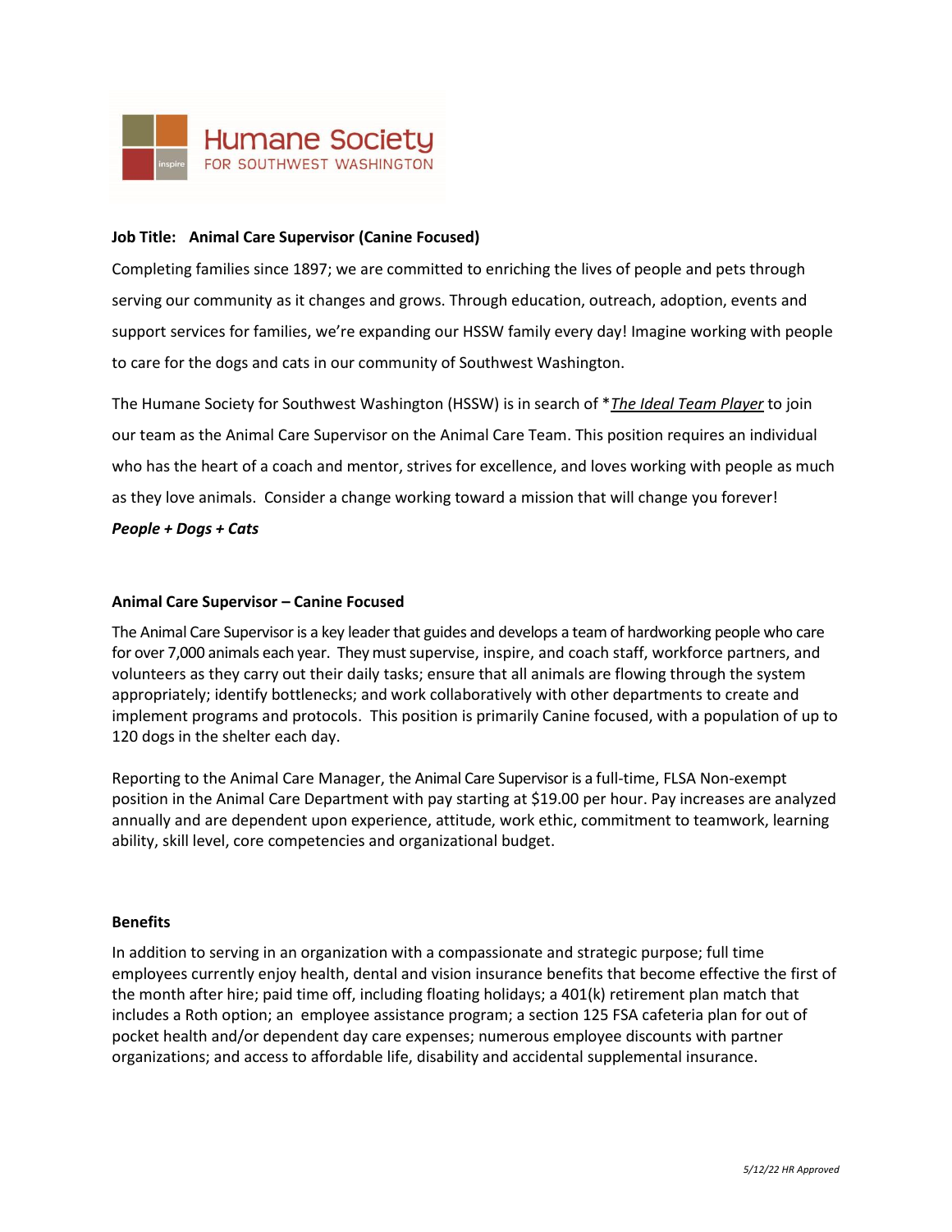Humane Society FOR SOUTHWEST WASHINGTON

**Job Title: Animal Care Supervisor (Canine Focused)**

Completing families since 1897; we are committed to enriching the lives of people and pets through serving our community as it changes and grows. Through education, outreach, adoption, events and support services for families, we're expanding our HSSW family every day! Imagine working with people to care for the dogs and cats in our community of Southwest Washington.

The Humane Society for Southwest Washington (HSSW) is in search of **<u>The Ideal Team Player</u>* to join our team as the Animal Care Supervisor on the Animal Care Team. This position requires an individual who has the heart of a coach and mentor, strives for excellence, and loves working with people as much as they love animals. Consider a change working toward a mission that will change you forever!

***People + Dogs + Cats***

## Animal Care Supervisor – Canine Focused

The Animal Care Supervisor is a key leader that guides and develops a team of hardworking people who care for over 7,000 animals each year. They must supervise, inspire, and coach staff, workforce partners, and volunteers as they carry out their daily tasks; ensure that all animals are flowing through the system appropriately; identify bottlenecks; and work collaboratively with other departments to create and implement programs and protocols. This position is primarily Canine focused, with a population of up to 120 dogs in the shelter each day.

Reporting to the Animal Care Manager, the Animal Care Supervisor is a full-time, FLSA Non-exempt position in the Animal Care Department with pay starting at $19.00 per hour. Pay increases are analyzed annually and are dependent upon experience, attitude, work ethic, commitment to teamwork, learning ability, skill level, core competencies and organizational budget.

## Benefits

In addition to serving in an organization with a compassionate and strategic purpose; full time employees currently enjoy health, dental and vision insurance benefits that become effective the first of the month after hire; paid time off, including floating holidays; a 401(k) retirement plan match that includes a Roth option; an employee assistance program; a section 125 FSA cafeteria plan for out of pocket health and/or dependent day care expenses; numerous employee discounts with partner organizations; and access to affordable life, disability and accidental supplemental insurance.

*5/12/22 HR Approved*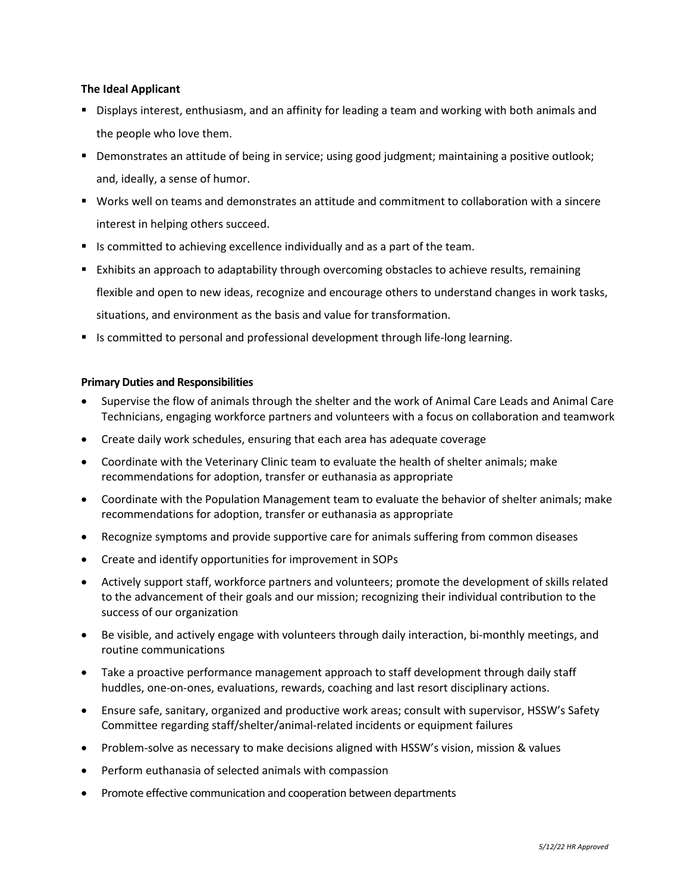**The Ideal Applicant**

- Displays interest, enthusiasm, and an affinity for leading a team and working with both animals and the people who love them.
- Demonstrates an attitude of being in service; using good judgment; maintaining a positive outlook; and, ideally, a sense of humor.
- Works well on teams and demonstrates an attitude and commitment to collaboration with a sincere interest in helping others succeed.
- Is committed to achieving excellence individually and as a part of the team.
- Exhibits an approach to adaptability through overcoming obstacles to achieve results, remaining flexible and open to new ideas, recognize and encourage others to understand changes in work tasks, situations, and environment as the basis and value for transformation.
- Is committed to personal and professional development through life-long learning.

**Primary Duties and Responsibilities**

- Supervise the flow of animals through the shelter and the work of Animal Care Leads and Animal Care Technicians, engaging workforce partners and volunteers with a focus on collaboration and teamwork
- Create daily work schedules, ensuring that each area has adequate coverage
- Coordinate with the Veterinary Clinic team to evaluate the health of shelter animals; make recommendations for adoption, transfer or euthanasia as appropriate
- Coordinate with the Population Management team to evaluate the behavior of shelter animals; make recommendations for adoption, transfer or euthanasia as appropriate
- Recognize symptoms and provide supportive care for animals suffering from common diseases
- Create and identify opportunities for improvement in SOPs
- Actively support staff, workforce partners and volunteers; promote the development of skills related to the advancement of their goals and our mission; recognizing their individual contribution to the success of our organization
- Be visible, and actively engage with volunteers through daily interaction, bi-monthly meetings, and routine communications
- Take a proactive performance management approach to staff development through daily staff huddles, one-on-ones, evaluations, rewards, coaching and last resort disciplinary actions.
- Ensure safe, sanitary, organized and productive work areas; consult with supervisor, HSSW's Safety Committee regarding staff/shelter/animal-related incidents or equipment failures
- Problem-solve as necessary to make decisions aligned with HSSW's vision, mission & values
- Perform euthanasia of selected animals with compassion
- Promote effective communication and cooperation between departments

*5/12/22 HR Approved*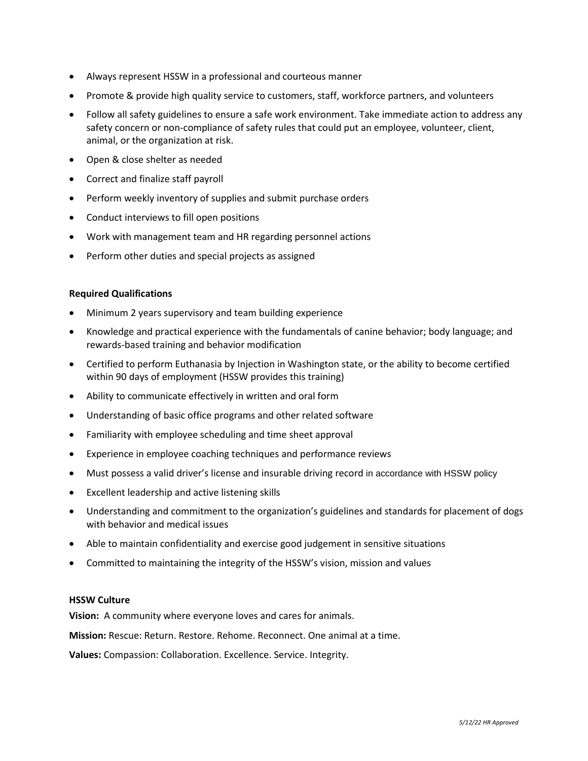- Always represent HSSW in a professional and courteous manner
- Promote & provide high quality service to customers, staff, workforce partners, and volunteers
- Follow all safety guidelines to ensure a safe work environment. Take immediate action to address any safety concern or non-compliance of safety rules that could put an employee, volunteer, client, animal, or the organization at risk.
- Open & close shelter as needed
- Correct and finalize staff payroll
- Perform weekly inventory of supplies and submit purchase orders
- Conduct interviews to fill open positions
- Work with management team and HR regarding personnel actions
- Perform other duties and special projects as assigned

**Required Qualifications**

- Minimum 2 years supervisory and team building experience
- Knowledge and practical experience with the fundamentals of canine behavior; body language; and rewards-based training and behavior modification
- Certified to perform Euthanasia by Injection in Washington state, or the ability to become certified within 90 days of employment (HSSW provides this training)
- Ability to communicate effectively in written and oral form
- Understanding of basic office programs and other related software
- Familiarity with employee scheduling and time sheet approval
- Experience in employee coaching techniques and performance reviews
- Must possess a valid driver's license and insurable driving record in accordance with HSSW policy
- Excellent leadership and active listening skills
- Understanding and commitment to the organization's guidelines and standards for placement of dogs with behavior and medical issues
- Able to maintain confidentiality and exercise good judgement in sensitive situations
- Committed to maintaining the integrity of the HSSW's vision, mission and values

**HSSW Culture**

**Vision:** A community where everyone loves and cares for animals.

**Mission:** Rescue: Return. Restore. Rehome. Reconnect. One animal at a time.

**Values:** Compassion: Collaboration. Excellence. Service. Integrity.

*5/12/22 HR Approved*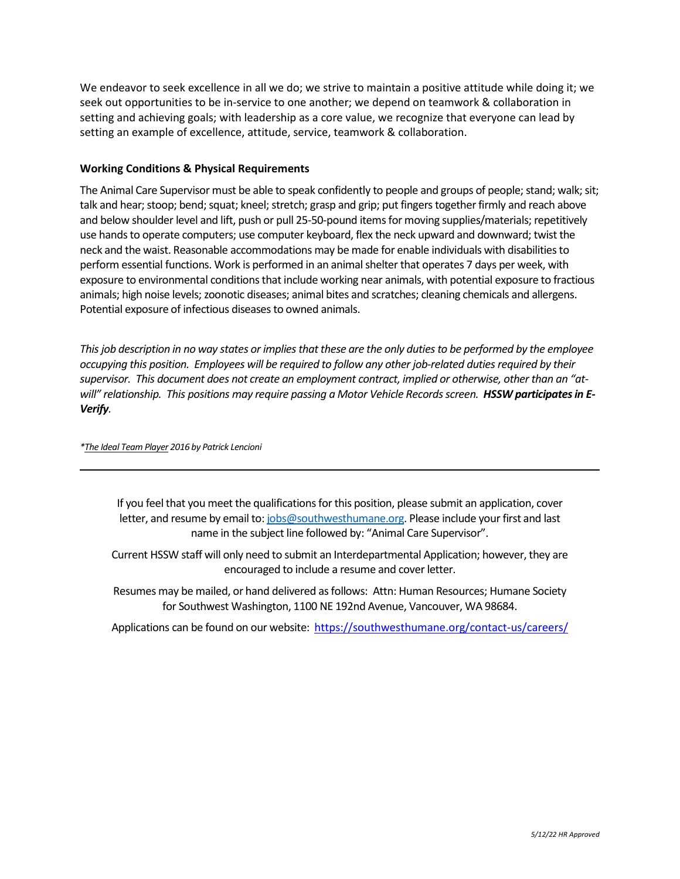We endeavor to seek excellence in all we do; we strive to maintain a positive attitude while doing it; we seek out opportunities to be in-service to one another; we depend on teamwork & collaboration in setting and achieving goals; with leadership as a core value, we recognize that everyone can lead by setting an example of excellence, attitude, service, teamwork & collaboration.

**Working Conditions & Physical Requirements**

The Animal Care Supervisor must be able to speak confidently to people and groups of people; stand; walk; sit; talk and hear; stoop; bend; squat; kneel; stretch; grasp and grip; put fingers together firmly and reach above and below shoulder level and lift, push or pull 25-50-pound items for moving supplies/materials; repetitively use hands to operate computers; use computer keyboard, flex the neck upward and downward; twist the neck and the waist. Reasonable accommodations may be made for enable individuals with disabilities to perform essential functions. Work is performed in an animal shelter that operates 7 days per week, with exposure to environmental conditions that include working near animals, with potential exposure to fractious animals; high noise levels; zoonotic diseases; animal bites and scratches; cleaning chemicals and allergens. Potential exposure of infectious diseases to owned animals.

*This job description in no way states or implies that these are the only duties to be performed by the employee occupying this position. Employees will be required to follow any other job-related duties required by their supervisor. This document does not create an employment contract, implied or otherwise, other than an "at-will" relationship. This positions may require passing a Motor Vehicle Records screen.* ***HSSW participates in E-Verify****.*

**The Ideal Team Player* 2016 by Patrick Lencioni*

---

If you feel that you meet the qualifications for this position, please submit an application, cover letter, and resume by email to: jobs@southwesthumane.org. Please include your first and last name in the subject line followed by: "Animal Care Supervisor".

Current HSSW staff will only need to submit an Interdepartmental Application; however, they are encouraged to include a resume and cover letter.

Resumes may be mailed, or hand delivered as follows: Attn: Human Resources; Humane Society for Southwest Washington, 1100 NE 192nd Avenue, Vancouver, WA 98684.

Applications can be found on our website: https://southwesthumane.org/contact-us/careers/

*5/12/22 HR Approved*